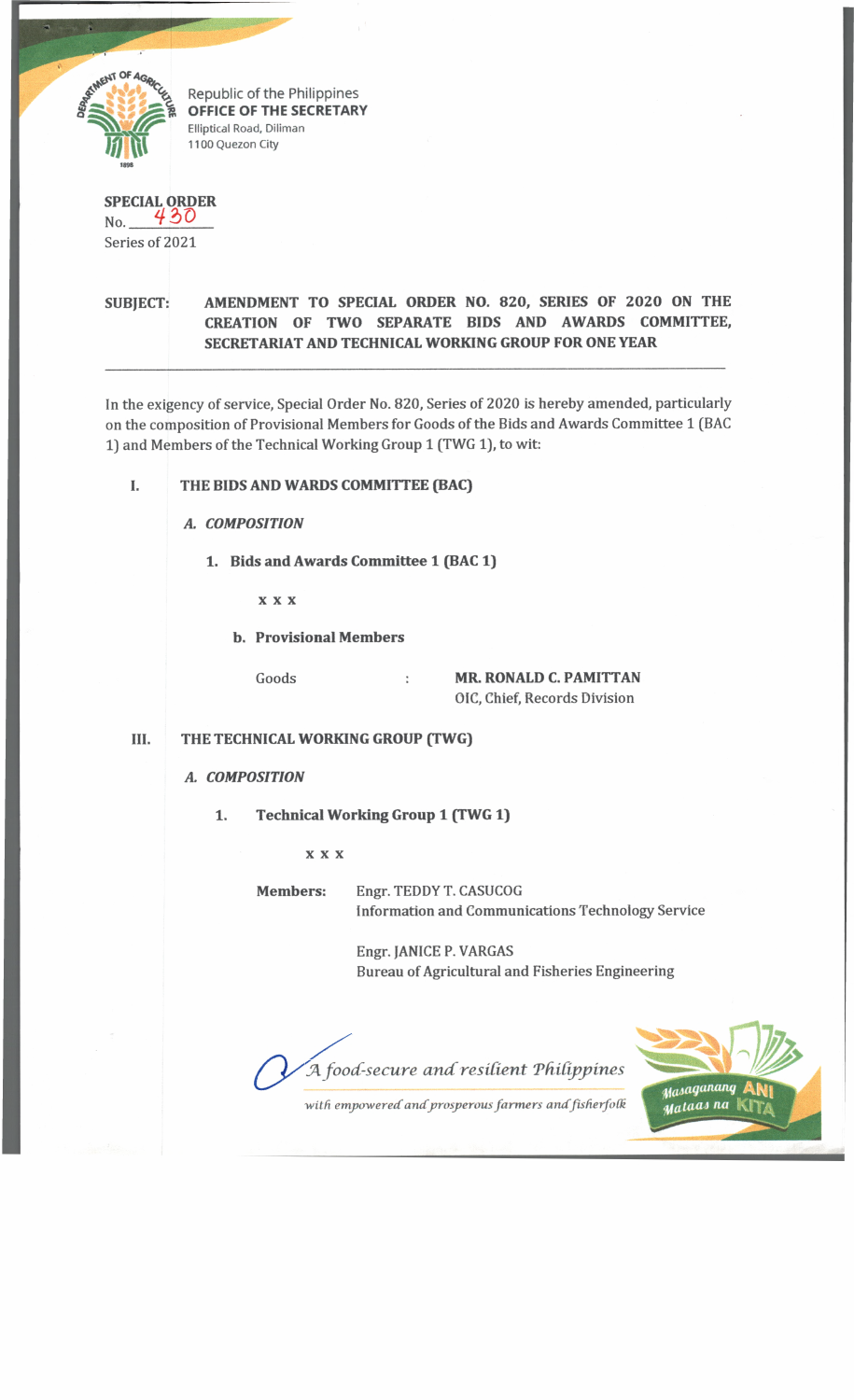Republic of the Philippines
**OFFICE OF THE SECRETARY**
Elliptical Road, Diliman
1100 Quezon City

**SPECIAL ORDER**
No. 430
Series of 2021

**SUBJECT: AMENDMENT TO SPECIAL ORDER NO. 820, SERIES OF 2020 ON THE CREATION OF TWO SEPARATE BIDS AND AWARDS COMMITTEE, SECRETARIAT AND TECHNICAL WORKING GROUP FOR ONE YEAR**

---

In the exigency of service, Special Order No. 820, Series of 2020 is hereby amended, particularly on the composition of Provisional Members for Goods of the Bids and Awards Committee 1 (BAC 1) and Members of the Technical Working Group 1 (TWG 1), to wit:

**I. THE BIDS AND WARDS COMMITTEE (BAC)**

***A. COMPOSITION***

**1. Bids and Awards Committee 1 (BAC 1)**

x x x

**b. Provisional Members**

Goods : **MR. RONALD C. PAMITTAN**
OIC, Chief, Records Division

**III. THE TECHNICAL WORKING GROUP (TWG)**

***A. COMPOSITION***

**1. Technical Working Group 1 (TWG 1)**

x x x

**Members:** Engr. TEDDY T. CASUCOG
Information and Communications Technology Service

Engr. JANICE P. VARGAS
Bureau of Agricultural and Fisheries Engineering

*A food-secure and resilient Philippines*
*with empowered and prosperous farmers and fisherfolk*

Masaganang ANI Mataas na KITA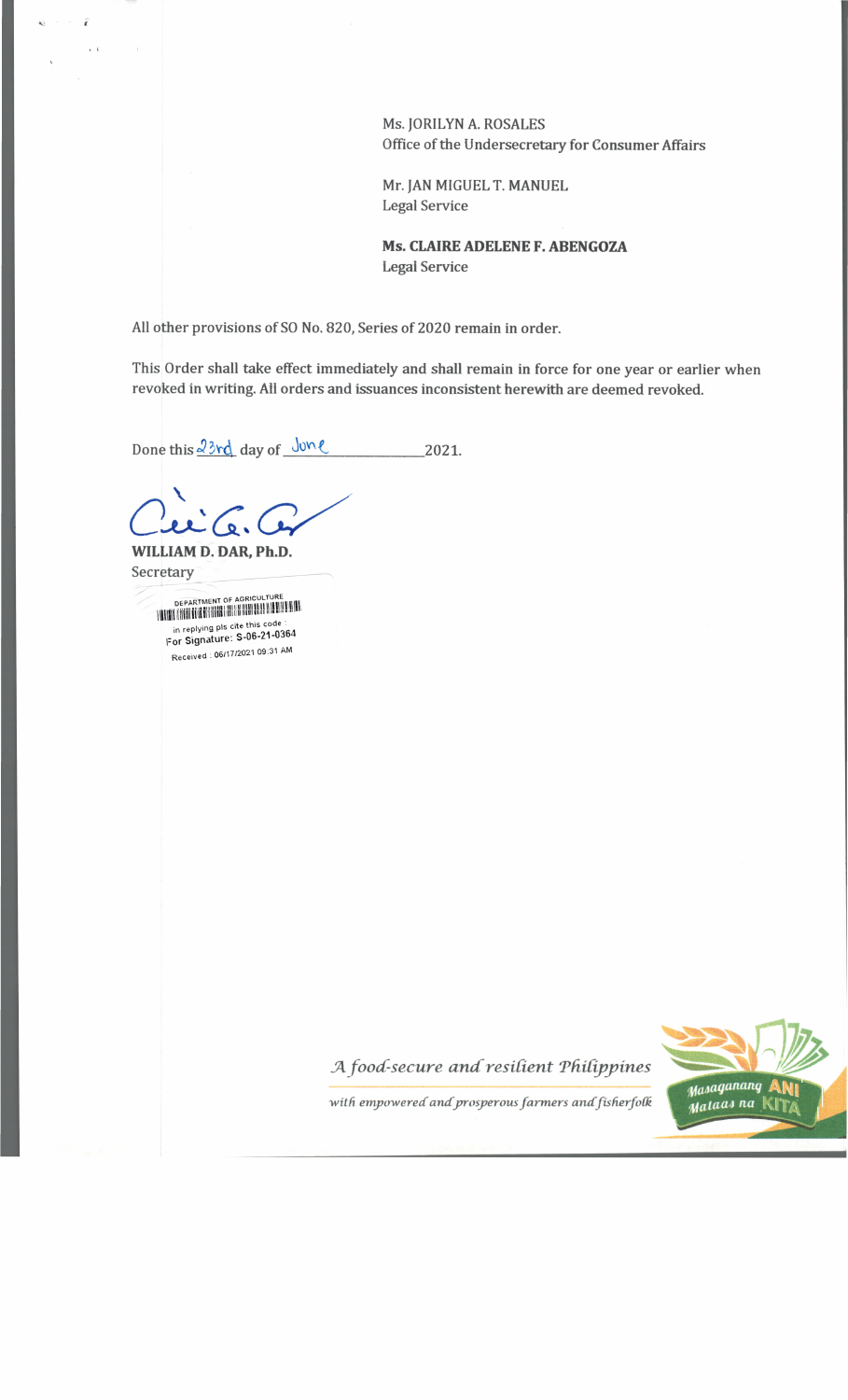Ms. JORILYN A. ROSALES
Office of the Undersecretary for Consumer Affairs

Mr. JAN MIGUEL T. MANUEL
Legal Service

**Ms. CLAIRE ADELENE F. ABENGOZA**
Legal Service

All other provisions of SO No. 820, Series of 2020 remain in order.

This Order shall take effect immediately and shall remain in force for one year or earlier when revoked in writing. All orders and issuances inconsistent herewith are deemed revoked.

Done this 23rd day of June 2021.

**WILLIAM D. DAR, Ph.D.**
Secretary

DEPARTMENT OF AGRICULTURE
in replying pls cite this code :
For Signature: S-06-21-0364
Received : 06/17/2021 09:31 AM

*A food-secure and resilient Philippines*
*with empowered and prosperous farmers and fisherfolk*

Masaganang ANI Mataas na KITA